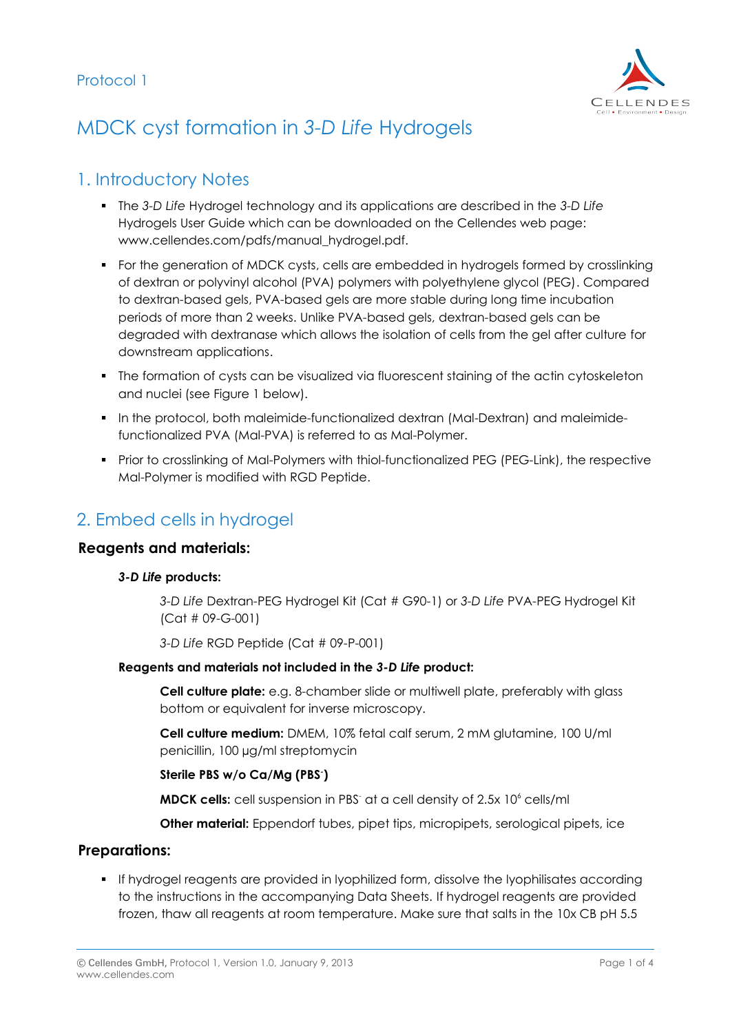Protocol 1

# MDCK cyst formation in *3-D Life* Hydrogels

## 1. Introductory Notes

- The *3-D Life* Hydrogel technology and its applications are described in the *3-D Life* Hydrogels User Guide which can be downloaded on the Cellendes web page: www.cellendes.com/pdfs/manual_hydrogel.pdf.
- For the generation of MDCK cysts, cells are embedded in hydrogels formed by crosslinking of dextran or polyvinyl alcohol (PVA) polymers with polyethylene glycol (PEG). Compared to dextran-based gels, PVA-based gels are more stable during long time incubation periods of more than 2 weeks. Unlike PVA-based gels, dextran-based gels can be degraded with dextranase which allows the isolation of cells from the gel after culture for downstream applications.
- The formation of cysts can be visualized via fluorescent staining of the actin cytoskeleton and nuclei (see Figure 1 below).
- In the protocol, both maleimide-functionalized dextran (Mal-Dextran) and maleimide-functionalized PVA (Mal-PVA) is referred to as Mal-Polymer.
- Prior to crosslinking of Mal-Polymers with thiol-functionalized PEG (PEG-Link), the respective Mal-Polymer is modified with RGD Peptide.

## 2. Embed cells in hydrogel

### Reagents and materials:

**3-D Life products:**

*3-D Life* Dextran-PEG Hydrogel Kit (Cat # G90-1) or *3-D Life* PVA-PEG Hydrogel Kit (Cat # 09-G-001)

*3-D Life* RGD Peptide (Cat # 09-P-001)

**Reagents and materials not included in the 3-D Life product:**

**Cell culture plate:** e.g. 8-chamber slide or multiwell plate, preferably with glass bottom or equivalent for inverse microscopy.

**Cell culture medium:** DMEM, 10% fetal calf serum, 2 mM glutamine, 100 U/ml penicillin, 100 µg/ml streptomycin

**Sterile PBS w/o Ca/Mg (PBS$^-$)**

**MDCK cells:** cell suspension in PBS$^-$ at a cell density of 2.5x $10^6$ cells/ml

**Other material:** Eppendorf tubes, pipet tips, micropipets, serological pipets, ice

### Preparations:

- If hydrogel reagents are provided in lyophilized form, dissolve the lyophilisates according to the instructions in the accompanying Data Sheets. If hydrogel reagents are provided frozen, thaw all reagents at room temperature. Make sure that salts in the 10x CB pH 5.5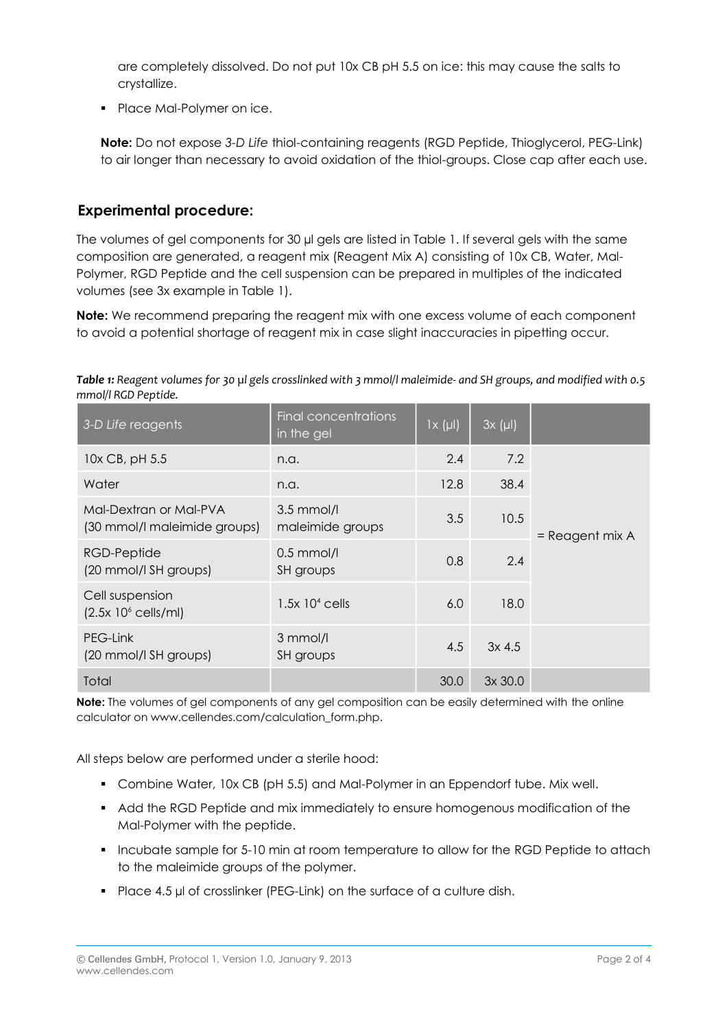are completely dissolved. Do not put 10x CB pH 5.5 on ice: this may cause the salts to crystallize.

- Place Mal-Polymer on ice.

**Note:** Do not expose *3-D Life* thiol-containing reagents (RGD Peptide, Thioglycerol, PEG-Link) to air longer than necessary to avoid oxidation of the thiol-groups. Close cap after each use.

## Experimental procedure:

The volumes of gel components for 30 µl gels are listed in Table 1. If several gels with the same composition are generated, a reagent mix (Reagent Mix A) consisting of 10x CB, Water, Mal-Polymer, RGD Peptide and the cell suspension can be prepared in multiples of the indicated volumes (see 3x example in Table 1).

**Note:** We recommend preparing the reagent mix with one excess volume of each component to avoid a potential shortage of reagent mix in case slight inaccuracies in pipetting occur.

***Table 1:*** *Reagent volumes for 30 µl gels crosslinked with 3 mmol/l maleimide- and SH groups, and modified with 0.5 mmol/l RGD Peptide.*

| *3-D Life* reagents | Final concentrations in the gel | 1x (µl) | 3x (µl) | |
|---|---|---|---|---|
| 10x CB, pH 5.5 | n.a. | 2.4 | 7.2 | = Reagent mix A |
| Water | n.a. | 12.8 | 38.4 | |
| Mal-Dextran or Mal-PVA (30 mmol/l maleimide groups) | 3.5 mmol/l maleimide groups | 3.5 | 10.5 | |
| RGD-Peptide (20 mmol/l SH groups) | 0.5 mmol/l SH groups | 0.8 | 2.4 | |
| Cell suspension ($2.5x\ 10^6$ cells/ml) | $1.5x\ 10^4$ cells | 6.0 | 18.0 | |
| PEG-Link (20 mmol/l SH groups) | 3 mmol/l SH groups | 4.5 | 3x 4.5 | |
| Total | | 30.0 | 3x 30.0 | |

**Note:** The volumes of gel components of any gel composition can be easily determined with the online calculator on www.cellendes.com/calculation_form.php.

All steps below are performed under a sterile hood:

- Combine Water, 10x CB (pH 5.5) and Mal-Polymer in an Eppendorf tube. Mix well.
- Add the RGD Peptide and mix immediately to ensure homogenous modification of the Mal-Polymer with the peptide.
- Incubate sample for 5-10 min at room temperature to allow for the RGD Peptide to attach to the maleimide groups of the polymer.
- Place 4.5 µl of crosslinker (PEG-Link) on the surface of a culture dish.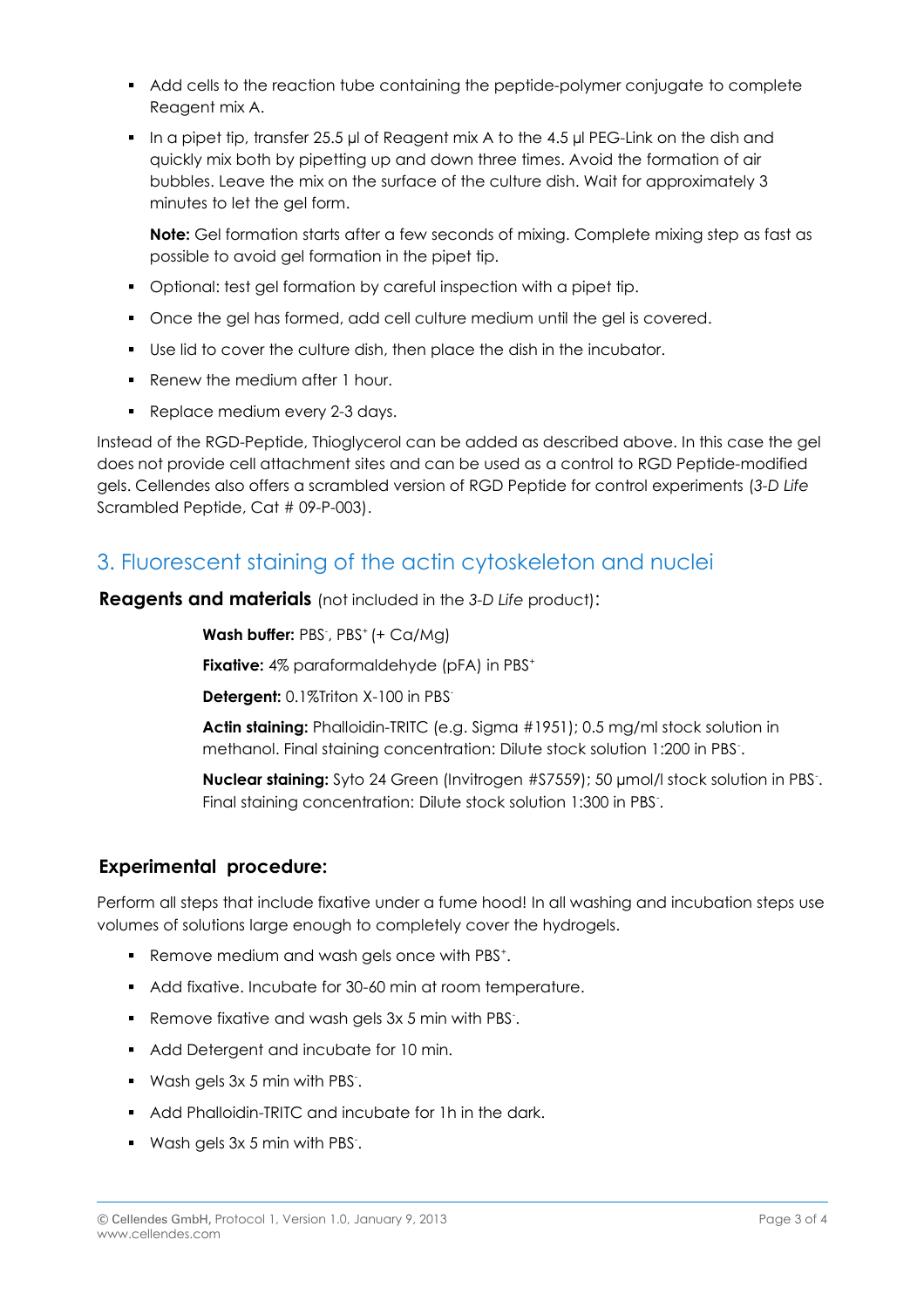- Add cells to the reaction tube containing the peptide-polymer conjugate to complete Reagent mix A.
- In a pipet tip, transfer 25.5 µl of Reagent mix A to the 4.5 µl PEG-Link on the dish and quickly mix both by pipetting up and down three times. Avoid the formation of air bubbles. Leave the mix on the surface of the culture dish. Wait for approximately 3 minutes to let the gel form.

  **Note:** Gel formation starts after a few seconds of mixing. Complete mixing step as fast as possible to avoid gel formation in the pipet tip.

- Optional: test gel formation by careful inspection with a pipet tip.
- Once the gel has formed, add cell culture medium until the gel is covered.
- Use lid to cover the culture dish, then place the dish in the incubator.
- Renew the medium after 1 hour.
- Replace medium every 2-3 days.

Instead of the RGD-Peptide, Thioglycerol can be added as described above. In this case the gel does not provide cell attachment sites and can be used as a control to RGD Peptide-modified gels. Cellendes also offers a scrambled version of RGD Peptide for control experiments (*3-D Life* Scrambled Peptide, Cat # 09-P-003).

## 3. Fluorescent staining of the actin cytoskeleton and nuclei

**Reagents and materials** (not included in the *3-D Life* product):

**Wash buffer:** PBS$^-$, PBS$^+$ (+ Ca/Mg)

**Fixative:** 4% paraformaldehyde (pFA) in PBS$^+$

**Detergent:** 0.1%Triton X-100 in PBS$^-$

**Actin staining:** Phalloidin-TRITC (e.g. Sigma #1951); 0.5 mg/ml stock solution in methanol. Final staining concentration: Dilute stock solution 1:200 in PBS$^-$.

**Nuclear staining:** Syto 24 Green (Invitrogen #S7559); 50 µmol/l stock solution in PBS$^-$. Final staining concentration: Dilute stock solution 1:300 in PBS$^-$.

### Experimental procedure:

Perform all steps that include fixative under a fume hood! In all washing and incubation steps use volumes of solutions large enough to completely cover the hydrogels.

- Remove medium and wash gels once with PBS$^+$.
- Add fixative. Incubate for 30-60 min at room temperature.
- Remove fixative and wash gels 3x 5 min with PBS$^-$.
- Add Detergent and incubate for 10 min.
- Wash gels 3x 5 min with PBS$^-$.
- Add Phalloidin-TRITC and incubate for 1h in the dark.
- Wash gels 3x 5 min with PBS$^-$.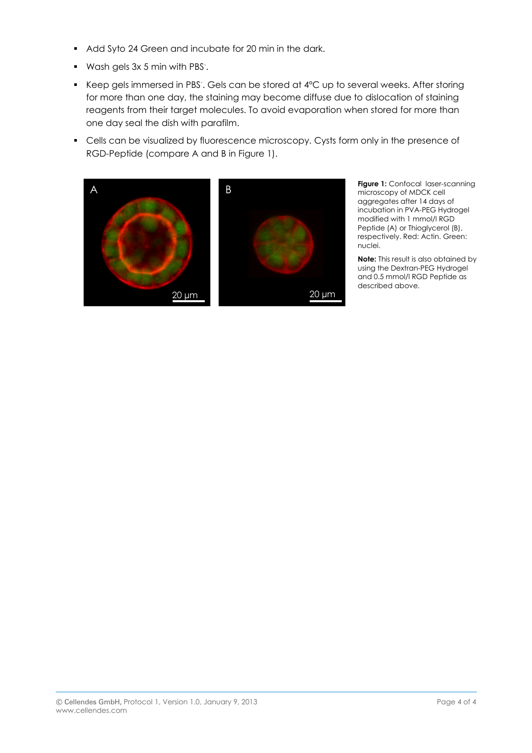- Add Syto 24 Green and incubate for 20 min in the dark.
- Wash gels 3x 5 min with PBS$^-$.
- Keep gels immersed in PBS$^-$. Gels can be stored at 4°C up to several weeks. After storing for more than one day, the staining may become diffuse due to dislocation of staining reagents from their target molecules. To avoid evaporation when stored for more than one day seal the dish with parafilm.
- Cells can be visualized by fluorescence microscopy. Cysts form only in the presence of RGD-Peptide (compare A and B in Figure 1).

A

20 µm

B

20 µm

**Figure 1:** Confocal laser-scanning microscopy of MDCK cell aggregates after 14 days of incubation in PVA-PEG Hydrogel modified with 1 mmol/l RGD Peptide (A) or Thioglycerol (B), respectively. Red: Actin. Green: nuclei.

**Note:** This result is also obtained by using the Dextran-PEG Hydrogel and 0.5 mmol/l RGD Peptide as described above.